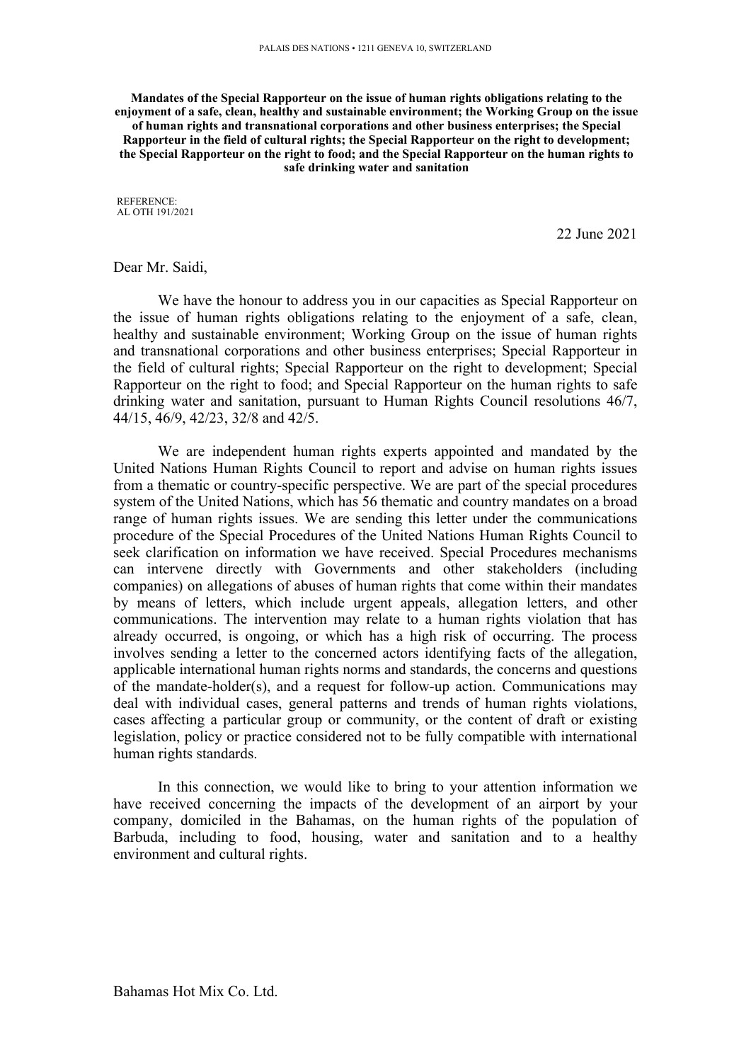PALAIS DES NATIONS • 1211 GENEVA 10, SWITZERLAND

**Mandates of the Special Rapporteur on the issue of human rights obligations relating to the enjoyment of a safe, clean, healthy and sustainable environment; the Working Group on the issue of human rights and transnational corporations and other business enterprises; the Special Rapporteur in the field of cultural rights; the Special Rapporteur on the right to development; the Special Rapporteur on the right to food; and the Special Rapporteur on the human rights to safe drinking water and sanitation**

REFERENCE:
AL OTH 191/2021

22 June 2021

Dear Mr. Saidi,

We have the honour to address you in our capacities as Special Rapporteur on the issue of human rights obligations relating to the enjoyment of a safe, clean, healthy and sustainable environment; Working Group on the issue of human rights and transnational corporations and other business enterprises; Special Rapporteur in the field of cultural rights; Special Rapporteur on the right to development; Special Rapporteur on the right to food; and Special Rapporteur on the human rights to safe drinking water and sanitation, pursuant to Human Rights Council resolutions 46/7, 44/15, 46/9, 42/23, 32/8 and 42/5.

We are independent human rights experts appointed and mandated by the United Nations Human Rights Council to report and advise on human rights issues from a thematic or country-specific perspective. We are part of the special procedures system of the United Nations, which has 56 thematic and country mandates on a broad range of human rights issues. We are sending this letter under the communications procedure of the Special Procedures of the United Nations Human Rights Council to seek clarification on information we have received. Special Procedures mechanisms can intervene directly with Governments and other stakeholders (including companies) on allegations of abuses of human rights that come within their mandates by means of letters, which include urgent appeals, allegation letters, and other communications. The intervention may relate to a human rights violation that has already occurred, is ongoing, or which has a high risk of occurring. The process involves sending a letter to the concerned actors identifying facts of the allegation, applicable international human rights norms and standards, the concerns and questions of the mandate-holder(s), and a request for follow-up action. Communications may deal with individual cases, general patterns and trends of human rights violations, cases affecting a particular group or community, or the content of draft or existing legislation, policy or practice considered not to be fully compatible with international human rights standards.

In this connection, we would like to bring to your attention information we have received concerning the impacts of the development of an airport by your company, domiciled in the Bahamas, on the human rights of the population of Barbuda, including to food, housing, water and sanitation and to a healthy environment and cultural rights.

Bahamas Hot Mix Co. Ltd.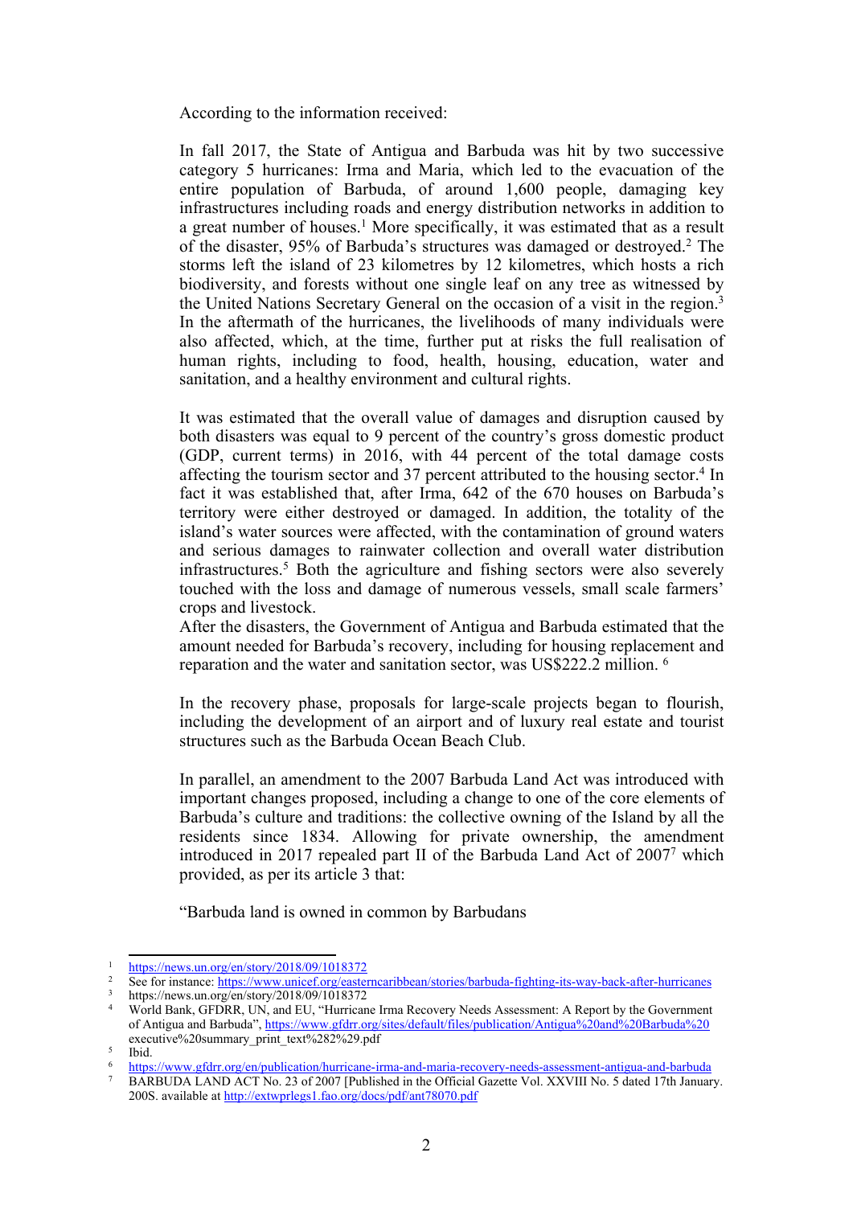According to the information received:

In fall 2017, the State of Antigua and Barbuda was hit by two successive category 5 hurricanes: Irma and Maria, which led to the evacuation of the entire population of Barbuda, of around 1,600 people, damaging key infrastructures including roads and energy distribution networks in addition to a great number of houses.[1] More specifically, it was estimated that as a result of the disaster, 95% of Barbuda's structures was damaged or destroyed.[2] The storms left the island of 23 kilometres by 12 kilometres, which hosts a rich biodiversity, and forests without one single leaf on any tree as witnessed by the United Nations Secretary General on the occasion of a visit in the region.[3] In the aftermath of the hurricanes, the livelihoods of many individuals were also affected, which, at the time, further put at risks the full realisation of human rights, including to food, health, housing, education, water and sanitation, and a healthy environment and cultural rights.

It was estimated that the overall value of damages and disruption caused by both disasters was equal to 9 percent of the country's gross domestic product (GDP, current terms) in 2016, with 44 percent of the total damage costs affecting the tourism sector and 37 percent attributed to the housing sector.[4] In fact it was established that, after Irma, 642 of the 670 houses on Barbuda's territory were either destroyed or damaged. In addition, the totality of the island's water sources were affected, with the contamination of ground waters and serious damages to rainwater collection and overall water distribution infrastructures.[5] Both the agriculture and fishing sectors were also severely touched with the loss and damage of numerous vessels, small scale farmers' crops and livestock.

After the disasters, the Government of Antigua and Barbuda estimated that the amount needed for Barbuda's recovery, including for housing replacement and reparation and the water and sanitation sector, was US$222.2 million. [6]

In the recovery phase, proposals for large-scale projects began to flourish, including the development of an airport and of luxury real estate and tourist structures such as the Barbuda Ocean Beach Club.

In parallel, an amendment to the 2007 Barbuda Land Act was introduced with important changes proposed, including a change to one of the core elements of Barbuda's culture and traditions: the collective owning of the Island by all the residents since 1834. Allowing for private ownership, the amendment introduced in 2017 repealed part II of the Barbuda Land Act of 2007[7] which provided, as per its article 3 that:

"Barbuda land is owned in common by Barbudans

---

[1] https://news.un.org/en/story/2018/09/1018372

[2] See for instance: https://www.unicef.org/easterncaribbean/stories/barbuda-fighting-its-way-back-after-hurricanes

[3] https://news.un.org/en/story/2018/09/1018372

[4] World Bank, GFDRR, UN, and EU, "Hurricane Irma Recovery Needs Assessment: A Report by the Government of Antigua and Barbuda", https://www.gfdrr.org/sites/default/files/publication/Antigua%20and%20Barbuda%20 executive%20summary_print_text%282%29.pdf

[5] Ibid.

[6] https://www.gfdrr.org/en/publication/hurricane-irma-and-maria-recovery-needs-assessment-antigua-and-barbuda

[7] BARBUDA LAND ACT No. 23 of 2007 [Published in the Official Gazette Vol. XXVIII No. 5 dated 17th January. 200S. available at http://extwprlegs1.fao.org/docs/pdf/ant78070.pdf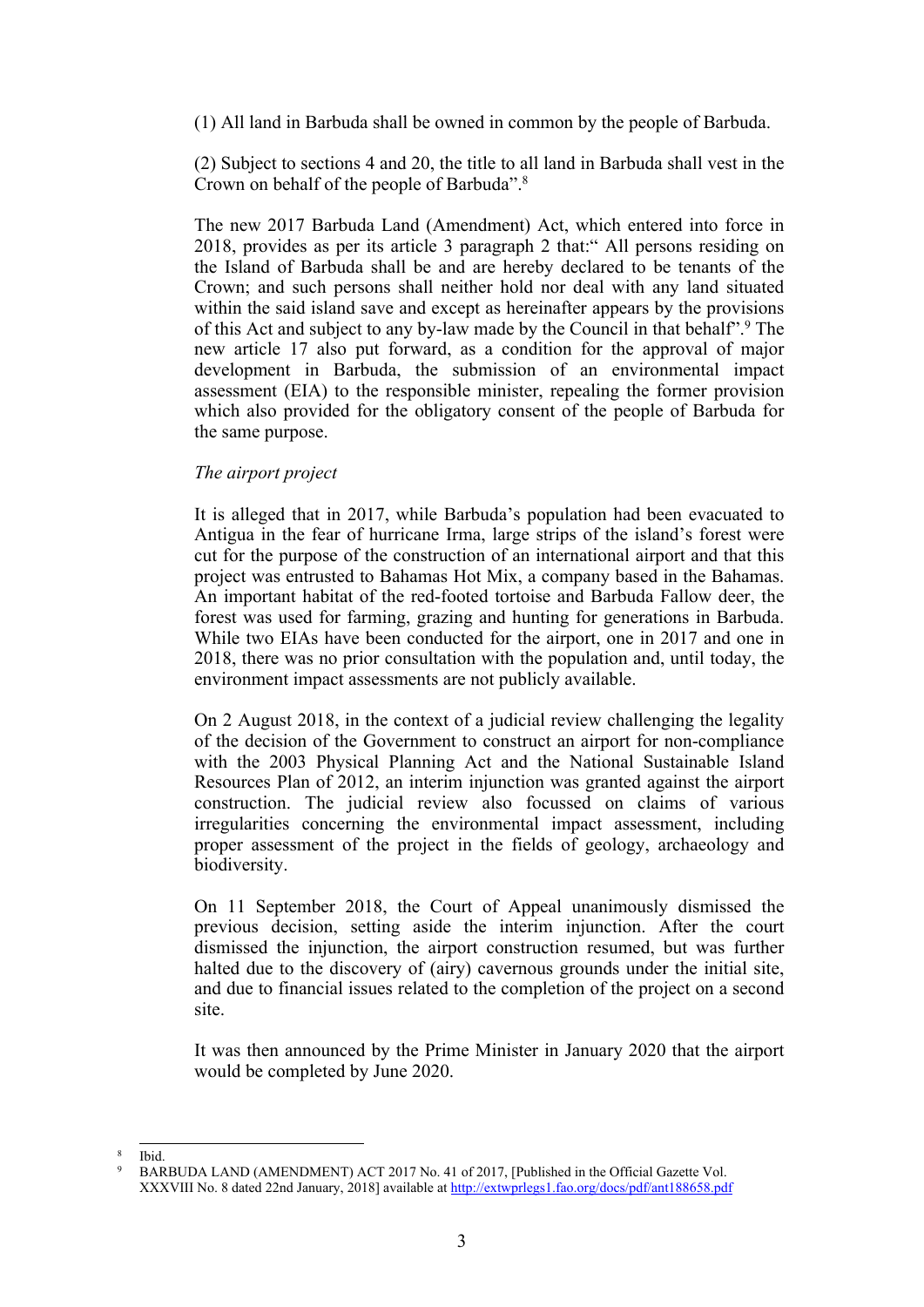(1) All land in Barbuda shall be owned in common by the people of Barbuda.

(2) Subject to sections 4 and 20, the title to all land in Barbuda shall vest in the Crown on behalf of the people of Barbuda".[8]

The new 2017 Barbuda Land (Amendment) Act, which entered into force in 2018, provides as per its article 3 paragraph 2 that:" All persons residing on the Island of Barbuda shall be and are hereby declared to be tenants of the Crown; and such persons shall neither hold nor deal with any land situated within the said island save and except as hereinafter appears by the provisions of this Act and subject to any by-law made by the Council in that behalf".[9] The new article 17 also put forward, as a condition for the approval of major development in Barbuda, the submission of an environmental impact assessment (EIA) to the responsible minister, repealing the former provision which also provided for the obligatory consent of the people of Barbuda for the same purpose.

*The airport project*

It is alleged that in 2017, while Barbuda's population had been evacuated to Antigua in the fear of hurricane Irma, large strips of the island's forest were cut for the purpose of the construction of an international airport and that this project was entrusted to Bahamas Hot Mix, a company based in the Bahamas. An important habitat of the red-footed tortoise and Barbuda Fallow deer, the forest was used for farming, grazing and hunting for generations in Barbuda. While two EIAs have been conducted for the airport, one in 2017 and one in 2018, there was no prior consultation with the population and, until today, the environment impact assessments are not publicly available.

On 2 August 2018, in the context of a judicial review challenging the legality of the decision of the Government to construct an airport for non-compliance with the 2003 Physical Planning Act and the National Sustainable Island Resources Plan of 2012, an interim injunction was granted against the airport construction. The judicial review also focussed on claims of various irregularities concerning the environmental impact assessment, including proper assessment of the project in the fields of geology, archaeology and biodiversity.

On 11 September 2018, the Court of Appeal unanimously dismissed the previous decision, setting aside the interim injunction. After the court dismissed the injunction, the airport construction resumed, but was further halted due to the discovery of (airy) cavernous grounds under the initial site, and due to financial issues related to the completion of the project on a second site.

It was then announced by the Prime Minister in January 2020 that the airport would be completed by June 2020.

---

[8] Ibid.

[9] BARBUDA LAND (AMENDMENT) ACT 2017 No. 41 of 2017, [Published in the Official Gazette Vol. XXXVIII No. 8 dated 22nd January, 2018] available at http://extwprlegs1.fao.org/docs/pdf/ant188658.pdf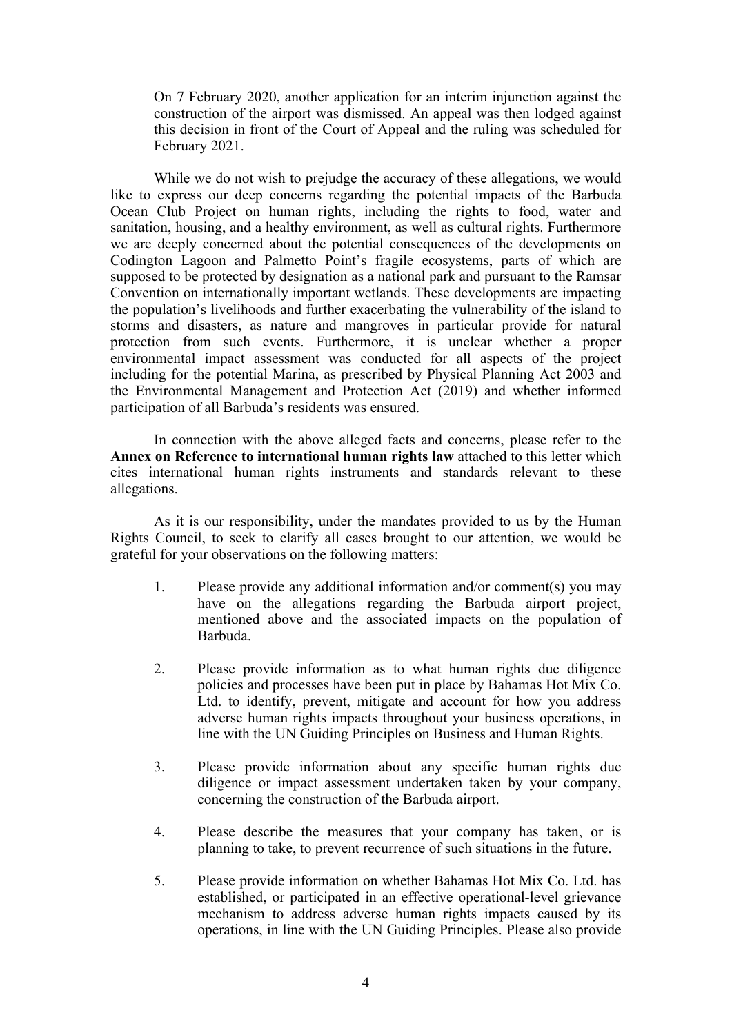On 7 February 2020, another application for an interim injunction against the construction of the airport was dismissed. An appeal was then lodged against this decision in front of the Court of Appeal and the ruling was scheduled for February 2021.

While we do not wish to prejudge the accuracy of these allegations, we would like to express our deep concerns regarding the potential impacts of the Barbuda Ocean Club Project on human rights, including the rights to food, water and sanitation, housing, and a healthy environment, as well as cultural rights. Furthermore we are deeply concerned about the potential consequences of the developments on Codington Lagoon and Palmetto Point's fragile ecosystems, parts of which are supposed to be protected by designation as a national park and pursuant to the Ramsar Convention on internationally important wetlands. These developments are impacting the population's livelihoods and further exacerbating the vulnerability of the island to storms and disasters, as nature and mangroves in particular provide for natural protection from such events. Furthermore, it is unclear whether a proper environmental impact assessment was conducted for all aspects of the project including for the potential Marina, as prescribed by Physical Planning Act 2003 and the Environmental Management and Protection Act (2019) and whether informed participation of all Barbuda's residents was ensured.

In connection with the above alleged facts and concerns, please refer to the **Annex on Reference to international human rights law** attached to this letter which cites international human rights instruments and standards relevant to these allegations.

As it is our responsibility, under the mandates provided to us by the Human Rights Council, to seek to clarify all cases brought to our attention, we would be grateful for your observations on the following matters:

1. Please provide any additional information and/or comment(s) you may have on the allegations regarding the Barbuda airport project, mentioned above and the associated impacts on the population of Barbuda.

2. Please provide information as to what human rights due diligence policies and processes have been put in place by Bahamas Hot Mix Co. Ltd. to identify, prevent, mitigate and account for how you address adverse human rights impacts throughout your business operations, in line with the UN Guiding Principles on Business and Human Rights.

3. Please provide information about any specific human rights due diligence or impact assessment undertaken taken by your company, concerning the construction of the Barbuda airport.

4. Please describe the measures that your company has taken, or is planning to take, to prevent recurrence of such situations in the future.

5. Please provide information on whether Bahamas Hot Mix Co. Ltd. has established, or participated in an effective operational-level grievance mechanism to address adverse human rights impacts caused by its operations, in line with the UN Guiding Principles. Please also provide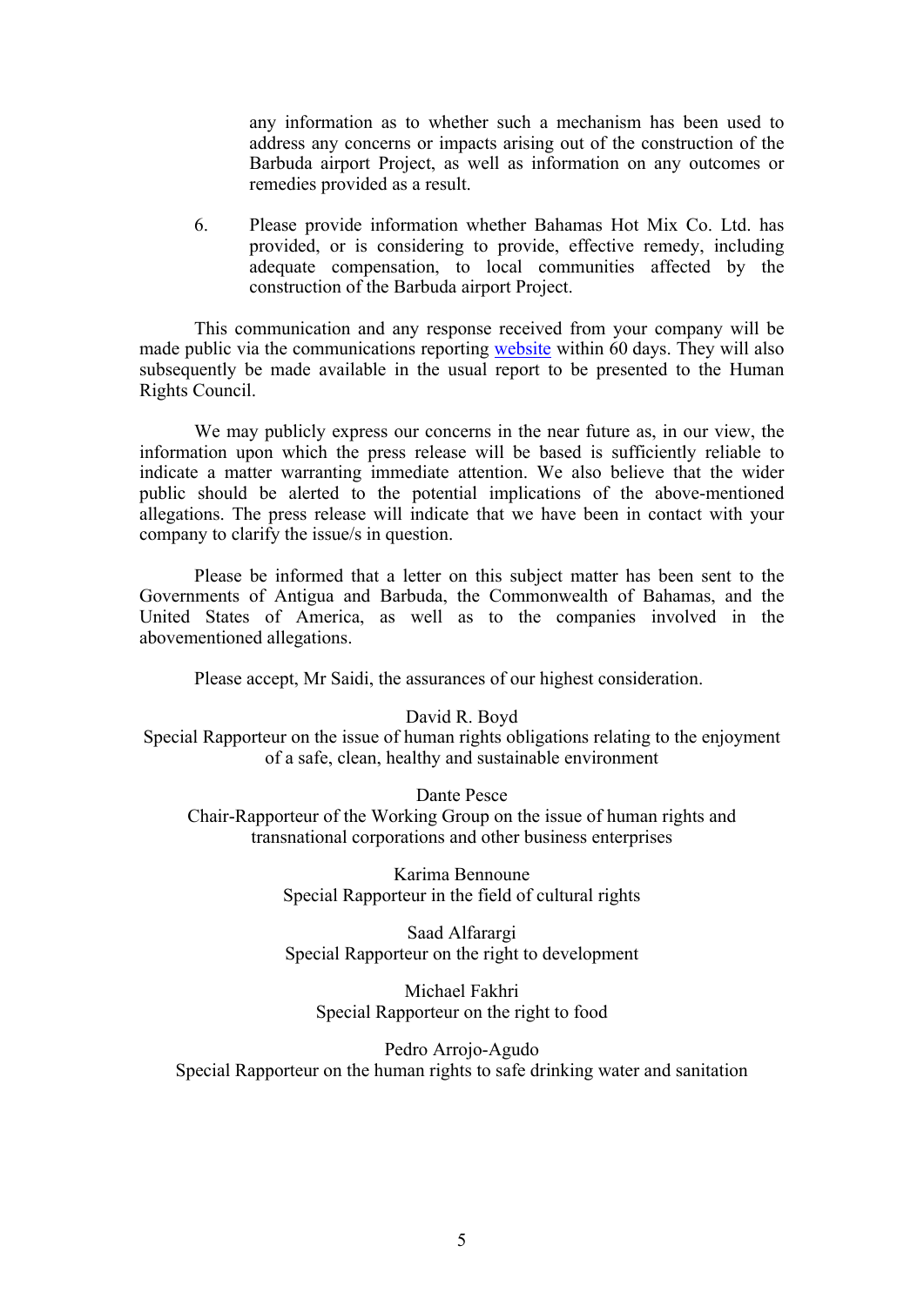any information as to whether such a mechanism has been used to address any concerns or impacts arising out of the construction of the Barbuda airport Project, as well as information on any outcomes or remedies provided as a result.

6. Please provide information whether Bahamas Hot Mix Co. Ltd. has provided, or is considering to provide, effective remedy, including adequate compensation, to local communities affected by the construction of the Barbuda airport Project.

This communication and any response received from your company will be made public via the communications reporting website within 60 days. They will also subsequently be made available in the usual report to be presented to the Human Rights Council.

We may publicly express our concerns in the near future as, in our view, the information upon which the press release will be based is sufficiently reliable to indicate a matter warranting immediate attention. We also believe that the wider public should be alerted to the potential implications of the above-mentioned allegations. The press release will indicate that we have been in contact with your company to clarify the issue/s in question.

Please be informed that a letter on this subject matter has been sent to the Governments of Antigua and Barbuda, the Commonwealth of Bahamas, and the United States of America, as well as to the companies involved in the abovementioned allegations.

Please accept, Mr Saidi, the assurances of our highest consideration.

David R. Boyd
Special Rapporteur on the issue of human rights obligations relating to the enjoyment of a safe, clean, healthy and sustainable environment

Dante Pesce
Chair-Rapporteur of the Working Group on the issue of human rights and transnational corporations and other business enterprises

Karima Bennoune
Special Rapporteur in the field of cultural rights

Saad Alfarargi
Special Rapporteur on the right to development

Michael Fakhri
Special Rapporteur on the right to food

Pedro Arrojo-Agudo
Special Rapporteur on the human rights to safe drinking water and sanitation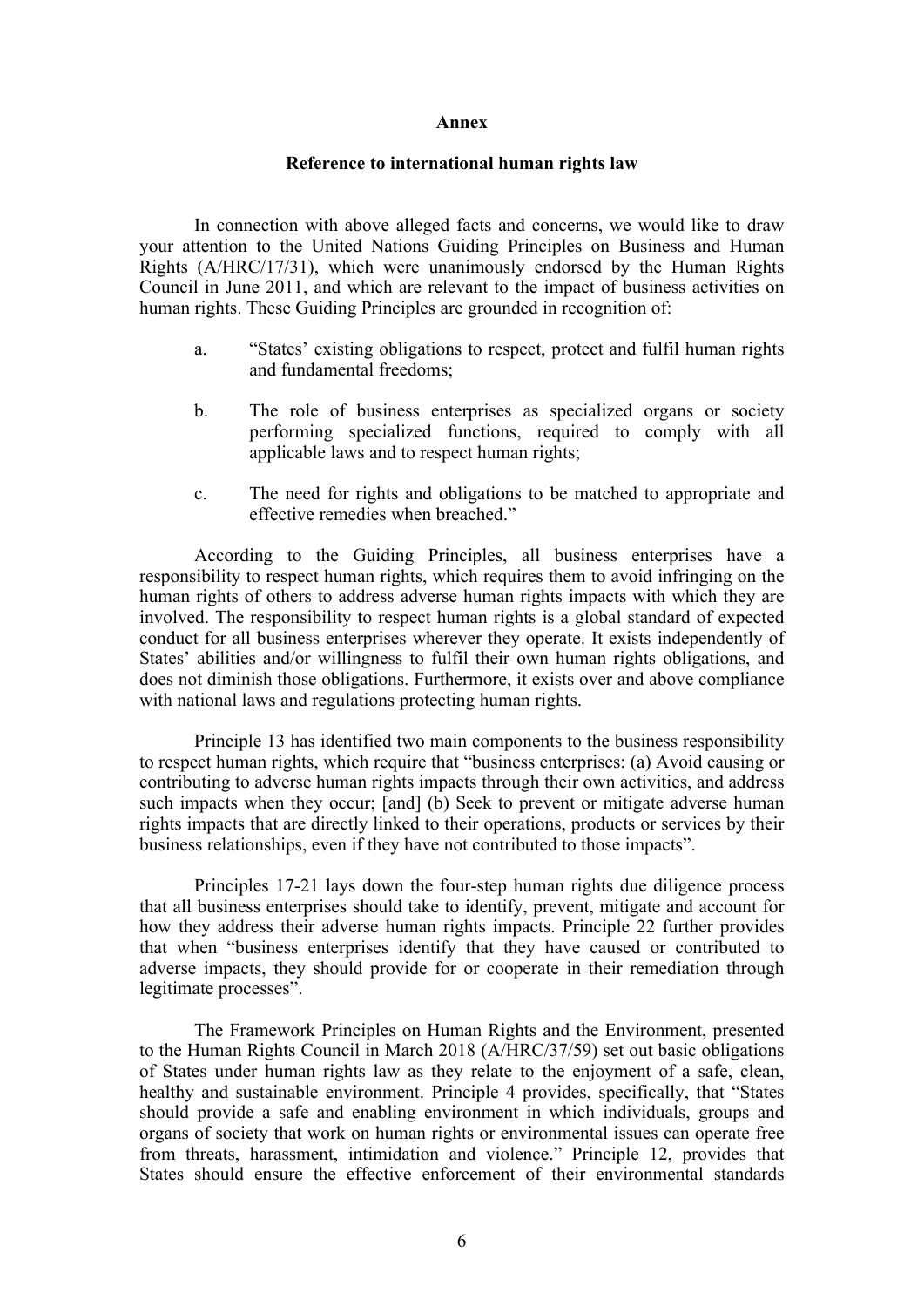**Annex**

**Reference to international human rights law**

In connection with above alleged facts and concerns, we would like to draw your attention to the United Nations Guiding Principles on Business and Human Rights (A/HRC/17/31), which were unanimously endorsed by the Human Rights Council in June 2011, and which are relevant to the impact of business activities on human rights. These Guiding Principles are grounded in recognition of:

a. "States' existing obligations to respect, protect and fulfil human rights and fundamental freedoms;

b. The role of business enterprises as specialized organs or society performing specialized functions, required to comply with all applicable laws and to respect human rights;

c. The need for rights and obligations to be matched to appropriate and effective remedies when breached."

According to the Guiding Principles, all business enterprises have a responsibility to respect human rights, which requires them to avoid infringing on the human rights of others to address adverse human rights impacts with which they are involved. The responsibility to respect human rights is a global standard of expected conduct for all business enterprises wherever they operate. It exists independently of States' abilities and/or willingness to fulfil their own human rights obligations, and does not diminish those obligations. Furthermore, it exists over and above compliance with national laws and regulations protecting human rights.

Principle 13 has identified two main components to the business responsibility to respect human rights, which require that "business enterprises: (a) Avoid causing or contributing to adverse human rights impacts through their own activities, and address such impacts when they occur; [and] (b) Seek to prevent or mitigate adverse human rights impacts that are directly linked to their operations, products or services by their business relationships, even if they have not contributed to those impacts".

Principles 17-21 lays down the four-step human rights due diligence process that all business enterprises should take to identify, prevent, mitigate and account for how they address their adverse human rights impacts. Principle 22 further provides that when "business enterprises identify that they have caused or contributed to adverse impacts, they should provide for or cooperate in their remediation through legitimate processes".

The Framework Principles on Human Rights and the Environment, presented to the Human Rights Council in March 2018 (A/HRC/37/59) set out basic obligations of States under human rights law as they relate to the enjoyment of a safe, clean, healthy and sustainable environment. Principle 4 provides, specifically, that "States should provide a safe and enabling environment in which individuals, groups and organs of society that work on human rights or environmental issues can operate free from threats, harassment, intimidation and violence." Principle 12, provides that States should ensure the effective enforcement of their environmental standards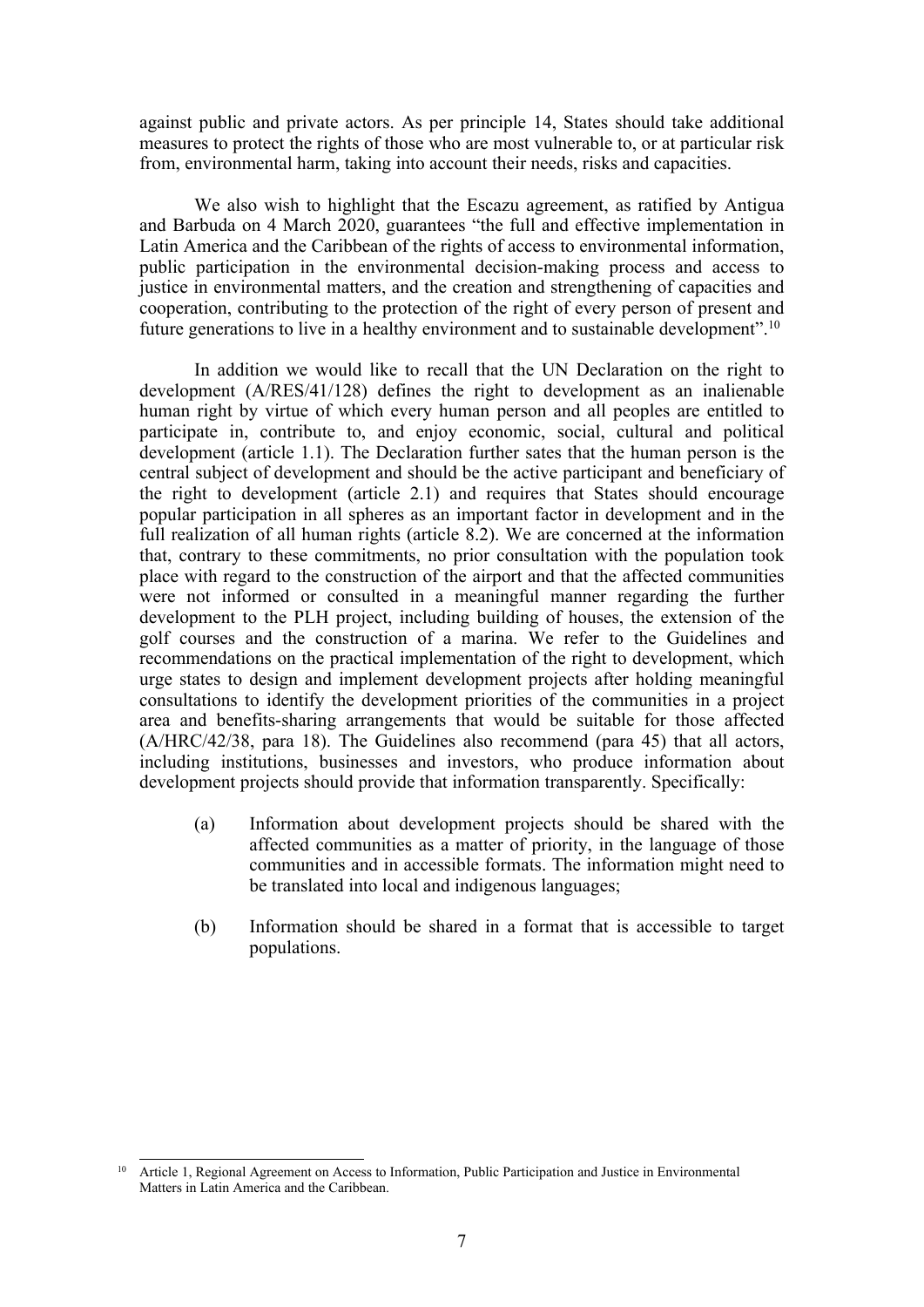against public and private actors. As per principle 14, States should take additional measures to protect the rights of those who are most vulnerable to, or at particular risk from, environmental harm, taking into account their needs, risks and capacities.

We also wish to highlight that the Escazu agreement, as ratified by Antigua and Barbuda on 4 March 2020, guarantees "the full and effective implementation in Latin America and the Caribbean of the rights of access to environmental information, public participation in the environmental decision-making process and access to justice in environmental matters, and the creation and strengthening of capacities and cooperation, contributing to the protection of the right of every person of present and future generations to live in a healthy environment and to sustainable development".[10]

In addition we would like to recall that the UN Declaration on the right to development (A/RES/41/128) defines the right to development as an inalienable human right by virtue of which every human person and all peoples are entitled to participate in, contribute to, and enjoy economic, social, cultural and political development (article 1.1). The Declaration further sates that the human person is the central subject of development and should be the active participant and beneficiary of the right to development (article 2.1) and requires that States should encourage popular participation in all spheres as an important factor in development and in the full realization of all human rights (article 8.2). We are concerned at the information that, contrary to these commitments, no prior consultation with the population took place with regard to the construction of the airport and that the affected communities were not informed or consulted in a meaningful manner regarding the further development to the PLH project, including building of houses, the extension of the golf courses and the construction of a marina. We refer to the Guidelines and recommendations on the practical implementation of the right to development, which urge states to design and implement development projects after holding meaningful consultations to identify the development priorities of the communities in a project area and benefits-sharing arrangements that would be suitable for those affected (A/HRC/42/38, para 18). The Guidelines also recommend (para 45) that all actors, including institutions, businesses and investors, who produce information about development projects should provide that information transparently. Specifically:

(a) Information about development projects should be shared with the affected communities as a matter of priority, in the language of those communities and in accessible formats. The information might need to be translated into local and indigenous languages;

(b) Information should be shared in a format that is accessible to target populations.

[10] Article 1, Regional Agreement on Access to Information, Public Participation and Justice in Environmental Matters in Latin America and the Caribbean.